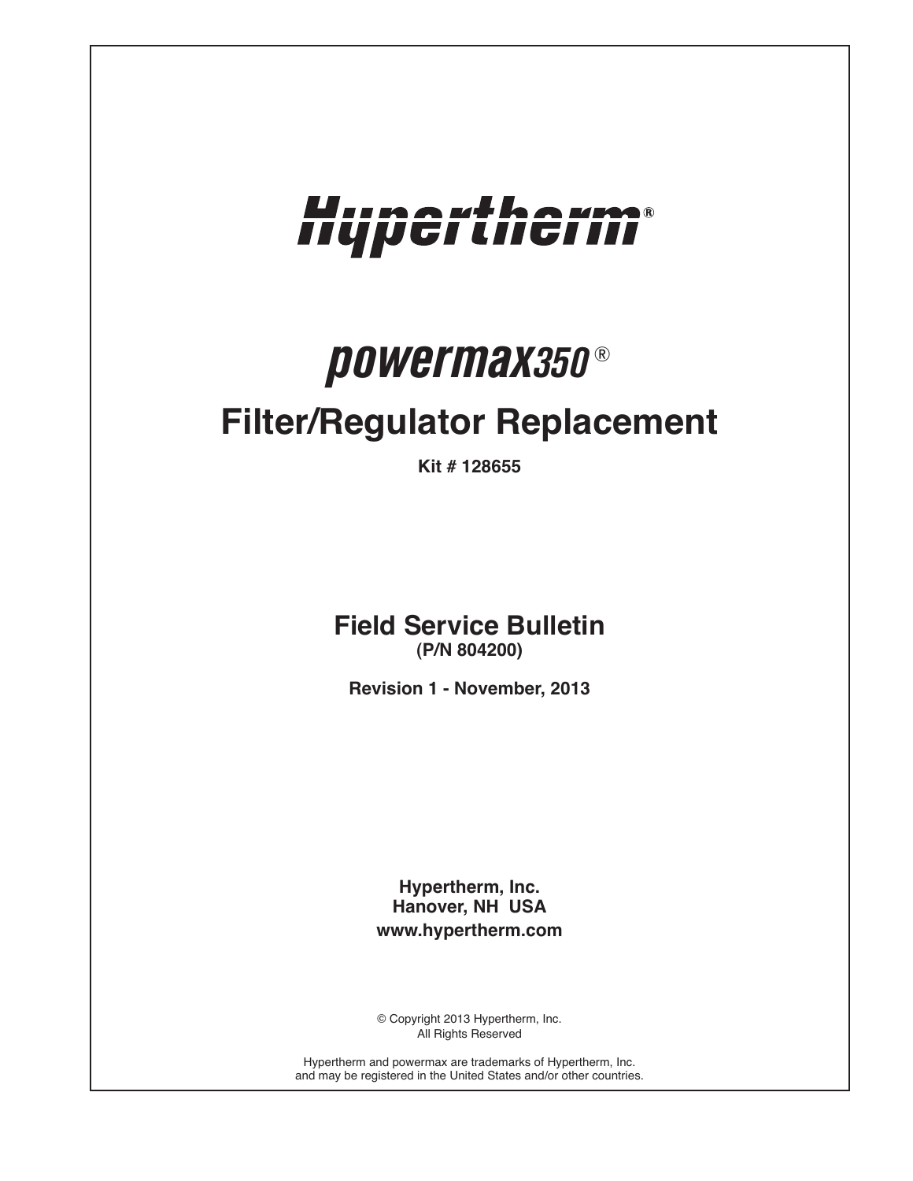# Hypertherm®

## powermax350®

# Filter/Regulator Replacement

**Kit # 128655**

## Field Service Bulletin

**(P/N 804200)**

**Revision 1 - November, 2013**

**Hypertherm, Inc.**
**Hanover, NH USA**
**www.hypertherm.com**

© Copyright 2013 Hypertherm, Inc.
All Rights Reserved

Hypertherm and powermax are trademarks of Hypertherm, Inc.
and may be registered in the United States and/or other countries.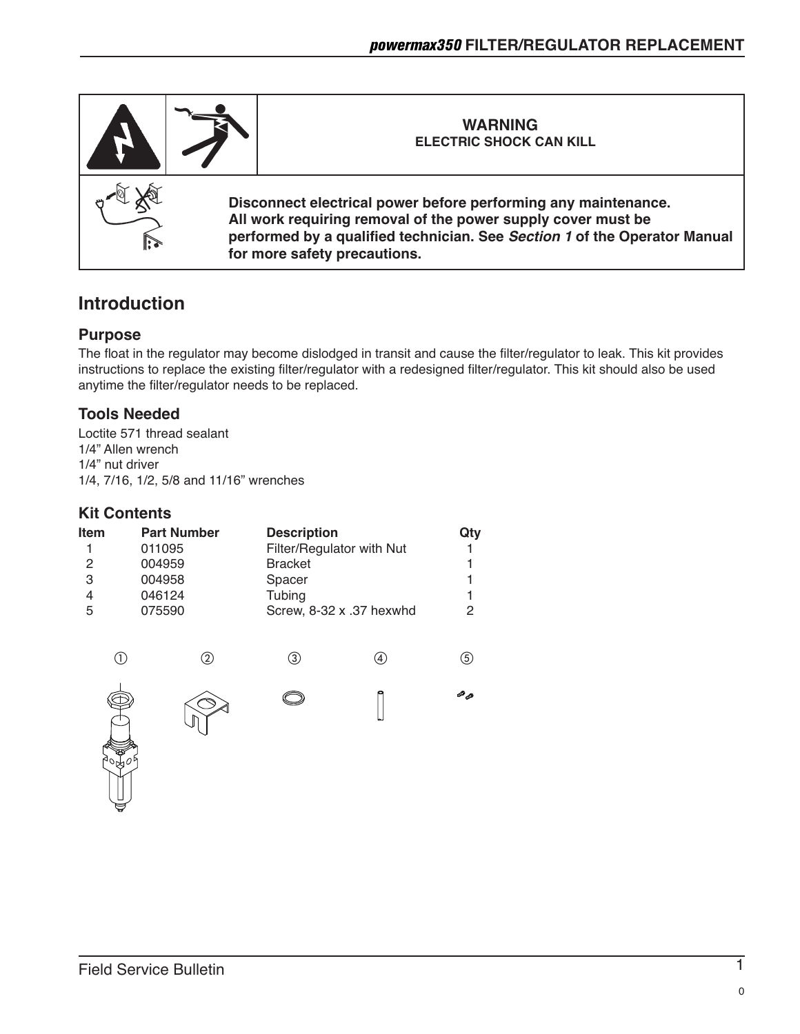**WARNING**
**ELECTRIC SHOCK CAN KILL**

**Disconnect electrical power before performing any maintenance. All work requiring removal of the power supply cover must be performed by a qualified technician. See *Section 1* of the Operator Manual for more safety precautions.**

## Introduction

### Purpose

The float in the regulator may become dislodged in transit and cause the filter/regulator to leak. This kit provides instructions to replace the existing filter/regulator with a redesigned filter/regulator. This kit should also be used anytime the filter/regulator needs to be replaced.

### Tools Needed

Loctite 571 thread sealant
1/4" Allen wrench
1/4" nut driver
1/4, 7/16, 1/2, 5/8 and 11/16" wrenches

### Kit Contents

| Item | Part Number | Description | Qty |
|---|---|---|---|
| 1 | 011095 | Filter/Regulator with Nut | 1 |
| 2 | 004959 | Bracket | 1 |
| 3 | 004958 | Spacer | 1 |
| 4 | 046124 | Tubing | 1 |
| 5 | 075590 | Screw, 8-32 x .37 hexwhd | 2 |

① ② ③ ④ ⑤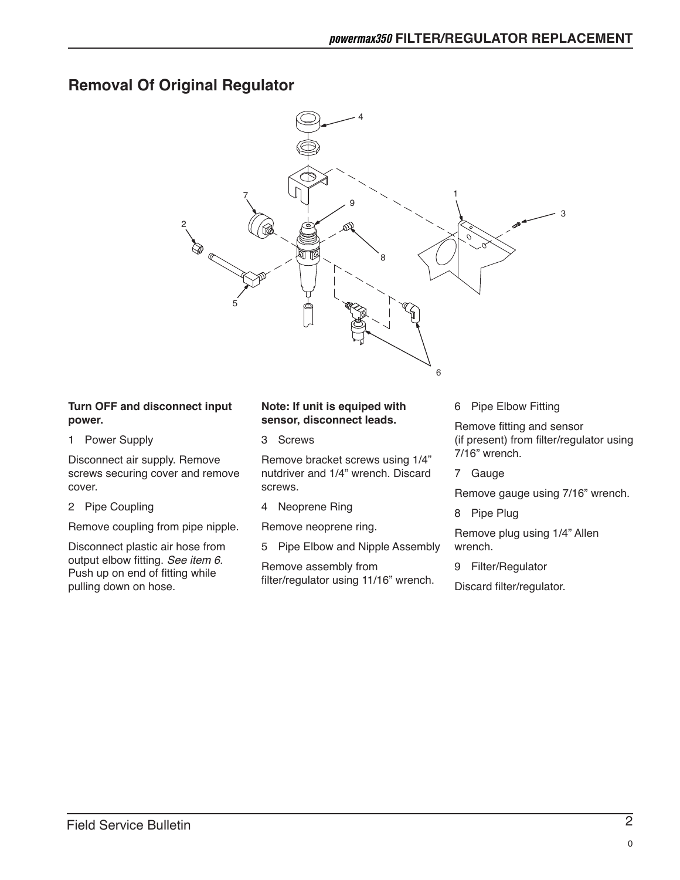## Removal Of Original Regulator

**Turn OFF and disconnect input power.**

1 Power Supply

Disconnect air supply. Remove screws securing cover and remove cover.

2 Pipe Coupling

Remove coupling from pipe nipple.

Disconnect plastic air hose from output elbow fitting. *See item 6.* Push up on end of fitting while pulling down on hose.

**Note: If unit is equiped with sensor, disconnect leads.**

3 Screws

Remove bracket screws using 1/4" nutdriver and 1/4" wrench. Discard screws.

4 Neoprene Ring

Remove neoprene ring.

5 Pipe Elbow and Nipple Assembly

Remove assembly from filter/regulator using 11/16" wrench.

6 Pipe Elbow Fitting

Remove fitting and sensor (if present) from filter/regulator using 7/16" wrench.

7 Gauge

Remove gauge using 7/16" wrench.

8 Pipe Plug

Remove plug using 1/4" Allen wrench.

9 Filter/Regulator

Discard filter/regulator.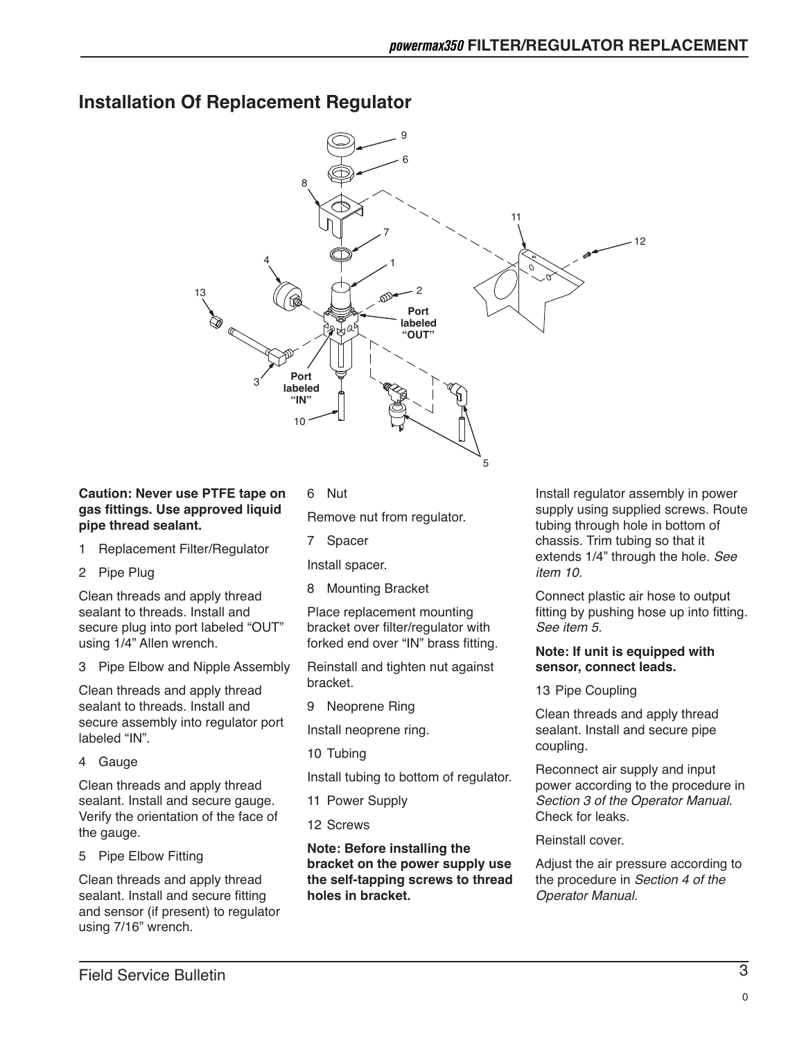## Installation Of Replacement Regulator

9
6
8
11
12
7
4
1
13
2
Port labeled “OUT”
3
Port labeled “IN”
10
5

**Caution: Never use PTFE tape on gas fittings. Use approved liquid pipe thread sealant.**

1 Replacement Filter/Regulator

2 Pipe Plug

Clean threads and apply thread sealant to threads. Install and secure plug into port labeled “OUT” using 1/4” Allen wrench.

3 Pipe Elbow and Nipple Assembly

Clean threads and apply thread sealant to threads. Install and secure assembly into regulator port labeled “IN”.

4 Gauge

Clean threads and apply thread sealant. Install and secure gauge. Verify the orientation of the face of the gauge.

5 Pipe Elbow Fitting

Clean threads and apply thread sealant. Install and secure fitting and sensor (if present) to regulator using 7/16” wrench.

6 Nut

Remove nut from regulator.

7 Spacer

Install spacer.

8 Mounting Bracket

Place replacement mounting bracket over filter/regulator with forked end over “IN” brass fitting.

Reinstall and tighten nut against bracket.

9 Neoprene Ring

Install neoprene ring.

10 Tubing

Install tubing to bottom of regulator.

11 Power Supply

12 Screws

**Note: Before installing the bracket on the power supply use the self-tapping screws to thread holes in bracket.**

Install regulator assembly in power supply using supplied screws. Route tubing through hole in bottom of chassis. Trim tubing so that it extends 1/4” through the hole. *See item 10.*

Connect plastic air hose to output fitting by pushing hose up into fitting. *See item 5.*

**Note: If unit is equipped with sensor, connect leads.**

13 Pipe Coupling

Clean threads and apply thread sealant. Install and secure pipe coupling.

Reconnect air supply and input power according to the procedure in *Section 3 of the Operator Manual*. Check for leaks.

Reinstall cover.

Adjust the air pressure according to the procedure in *Section 4 of the Operator Manual.*